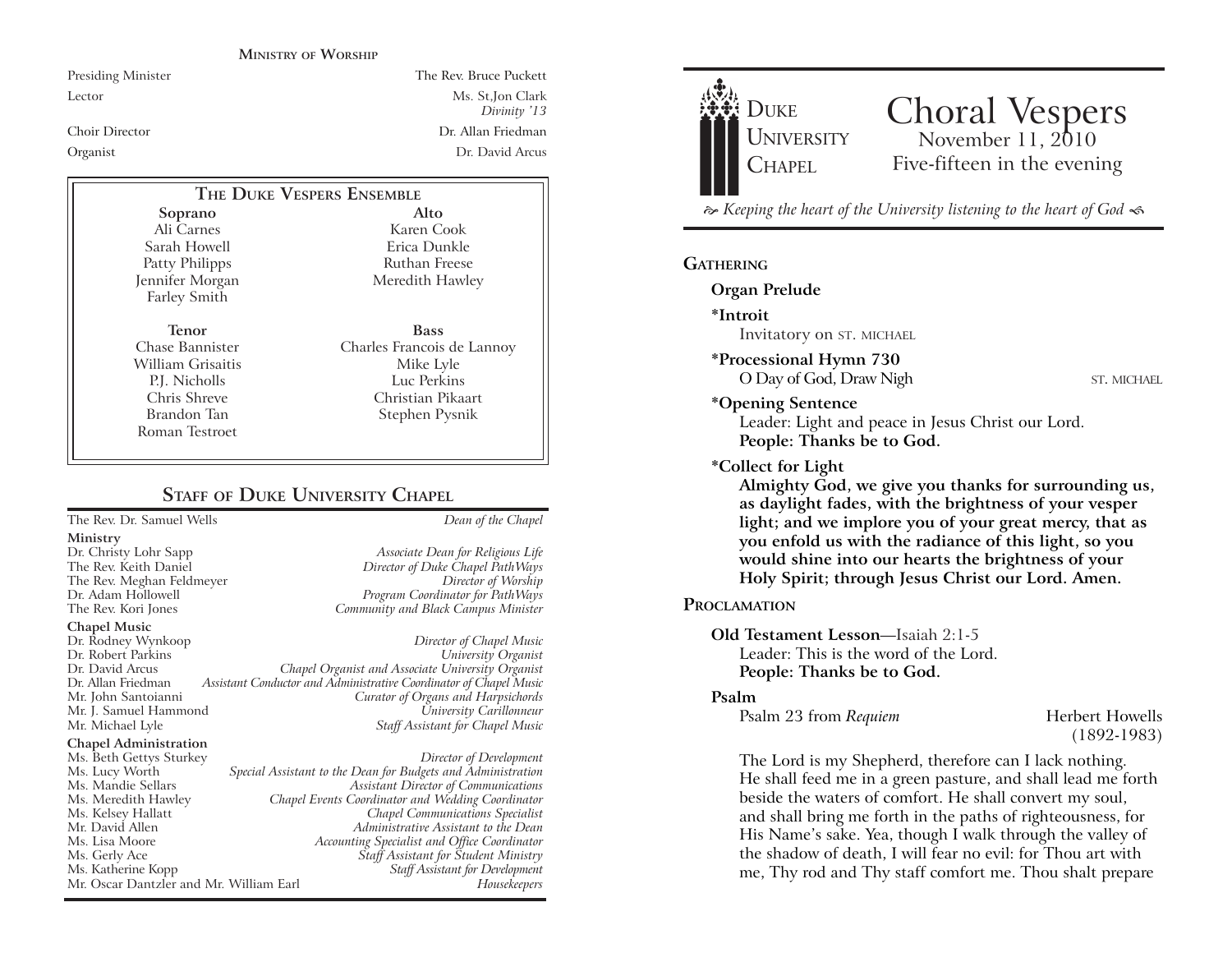## Ministry of Worship

| | |
|---|---|
| Presiding Minister | The Rev. Bruce Puckett |
| Lector | Ms. St,Jon Clark *Divinity '13* |
| Choir Director | Dr. Allan Friedman |
| Organist | Dr. David Arcus |

### The Duke Vespers Ensemble

| Soprano | Alto |
|---|---|
| Ali Carnes | Karen Cook |
| Sarah Howell | Erica Dunkle |
| Patty Philipps | Ruthan Freese |
| Jennifer Morgan | Meredith Hawley |
| Farley Smith | |

| Tenor | Bass |
|---|---|
| Chase Bannister | Charles Francois de Lannoy |
| William Grisaitis | Mike Lyle |
| P.J. Nicholls | Luc Perkins |
| Chris Shreve | Christian Pikaart |
| Brandon Tan | Stephen Pysnik |
| Roman Testroet | |

## Staff of Duke University Chapel

| | |
|---|---|
| The Rev. Dr. Samuel Wells | *Dean of the Chapel* |
| **Ministry** | |
| Dr. Christy Lohr Sapp | *Associate Dean for Religious Life* |
| The Rev. Keith Daniel | *Director of Duke Chapel PathWays* |
| The Rev. Meghan Feldmeyer | *Director of Worship* |
| Dr. Adam Hollowell | *Program Coordinator for PathWays* |
| The Rev. Kori Jones | *Community and Black Campus Minister* |
| **Chapel Music** | |
| Dr. Rodney Wynkoop | *Director of Chapel Music* |
| Dr. Robert Parkins | *University Organist* |
| Dr. David Arcus | *Chapel Organist and Associate University Organist* |
| Dr. Allan Friedman | *Assistant Conductor and Administrative Coordinator of Chapel Music* |
| Mr. John Santoianni | *Curator of Organs and Harpsichords* |
| Mr. J. Samuel Hammond | *University Carillonneur* |
| Mr. Michael Lyle | *Staff Assistant for Chapel Music* |
| **Chapel Administration** | |
| Ms. Beth Gettys Sturkey | *Director of Development* |
| Ms. Lucy Worth | *Special Assistant to the Dean for Budgets and Administration* |
| Ms. Mandie Sellars | *Assistant Director of Communications* |
| Ms. Meredith Hawley | *Chapel Events Coordinator and Wedding Coordinator* |
| Ms. Kelsey Hallatt | *Chapel Communications Specialist* |
| Mr. David Allen | *Administrative Assistant to the Dean* |
| Ms. Lisa Moore | *Accounting Specialist and Office Coordinator* |
| Ms. Gerly Ace | *Staff Assistant for Student Ministry* |
| Ms. Katherine Kopp | *Staff Assistant for Development* |
| Mr. Oscar Dantzler and Mr. William Earl | *Housekeepers* |

Duke University Chapel

# Choral Vespers

November 11, 2010

Five-fifteen in the evening

*Keeping the heart of the University listening to the heart of God*

## Gathering

**Organ Prelude**

**\*Introit**
Invitatory on ST. MICHAEL

**\*Processional Hymn 730**
O Day of God, Draw Nigh — ST. MICHAEL

**\*Opening Sentence**
Leader: Light and peace in Jesus Christ our Lord.
**People: Thanks be to God.**

**\*Collect for Light**
**Almighty God, we give you thanks for surrounding us, as daylight fades, with the brightness of your vesper light; and we implore you of your great mercy, that as you enfold us with the radiance of this light, so you would shine into our hearts the brightness of your Holy Spirit; through Jesus Christ our Lord. Amen.**

## Proclamation

**Old Testament Lesson**—Isaiah 2:1-5
Leader: This is the word of the Lord.
**People: Thanks be to God.**

**Psalm**
Psalm 23 from *Requiem* — Herbert Howells (1892-1983)

The Lord is my Shepherd, therefore can I lack nothing. He shall feed me in a green pasture, and shall lead me forth beside the waters of comfort. He shall convert my soul, and shall bring me forth in the paths of righteousness, for His Name's sake. Yea, though I walk through the valley of the shadow of death, I will fear no evil: for Thou art with me, Thy rod and Thy staff comfort me. Thou shalt prepare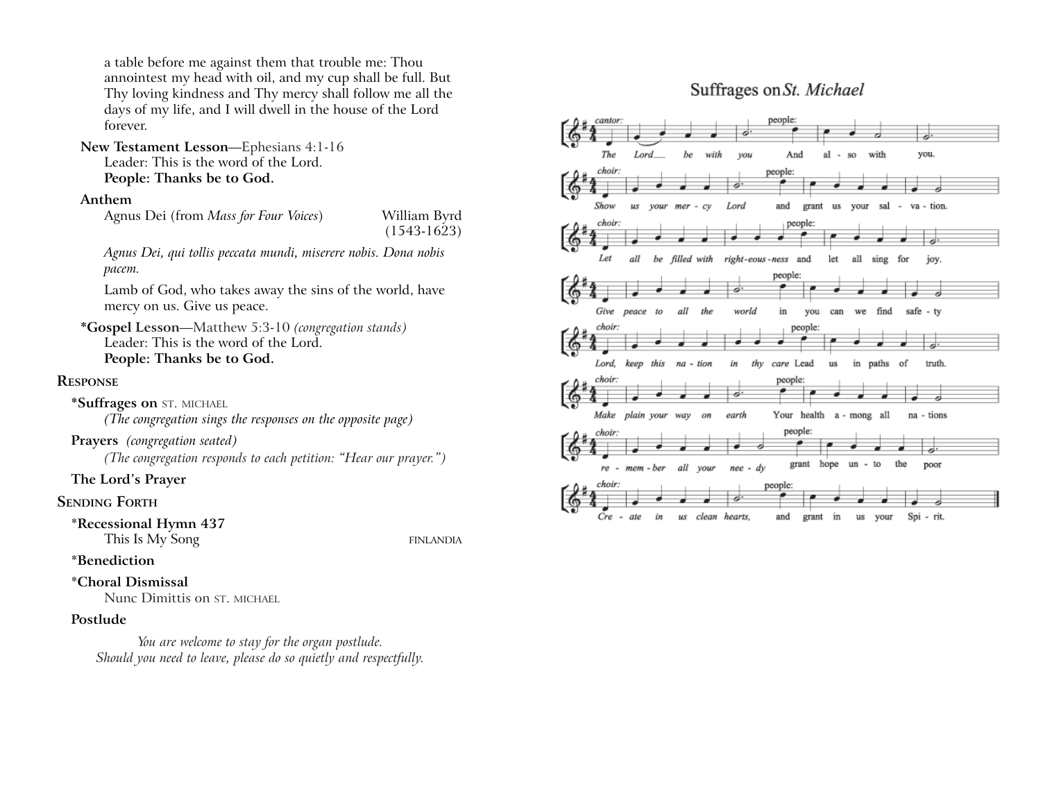a table before me against them that trouble me: Thou annointest my head with oil, and my cup shall be full. But Thy loving kindness and Thy mercy shall follow me all the days of my life, and I will dwell in the house of the Lord forever.

**New Testament Lesson**—Ephesians 4:1-16
Leader: This is the word of the Lord.
**People: Thanks be to God.**

**Anthem**
Agnus Dei (from *Mass for Four Voices*) William Byrd (1543-1623)

*Agnus Dei, qui tollis peccata mundi, miserere nobis. Dona nobis pacem.*

Lamb of God, who takes away the sins of the world, have mercy on us. Give us peace.

***Gospel Lesson**—Matthew 5:3-10 *(congregation stands)*
Leader: This is the word of the Lord.
**People: Thanks be to God.**

## Response

***Suffrages on** ST. MICHAEL
*(The congregation sings the responses on the opposite page)*

**Prayers** *(congregation seated)*
*(The congregation responds to each petition: "Hear our prayer.")*

**The Lord's Prayer**

## Sending Forth

***Recessional Hymn 437**
This Is My Song FINLANDIA

***Benediction**

***Choral Dismissal**
Nunc Dimittis on ST. MICHAEL

**Postlude**

*You are welcome to stay for the organ postlude.*
*Should you need to leave, please do so quietly and respectfully.*

## Suffrages on *St. Michael*

cantor: The Lord be with you
people: And also with you.

choir: Show us your mer-cy Lord
people: and grant us your sal-va-tion.

choir: Let all be filled with right-eous-ness
people: and let all sing for joy.

Give peace to all the world
people: in you can we find safe-ty

choir: Lord, keep this na-tion in thy care
people: Lead us in paths of truth.

choir: Make plain your way on earth
people: Your health a-mong all na-tions

choir: re-mem-ber all your nee-dy
people: grant hope un-to the poor

choir: Cre-ate in us clean hearts,
people: and grant in us your Spi-rit.